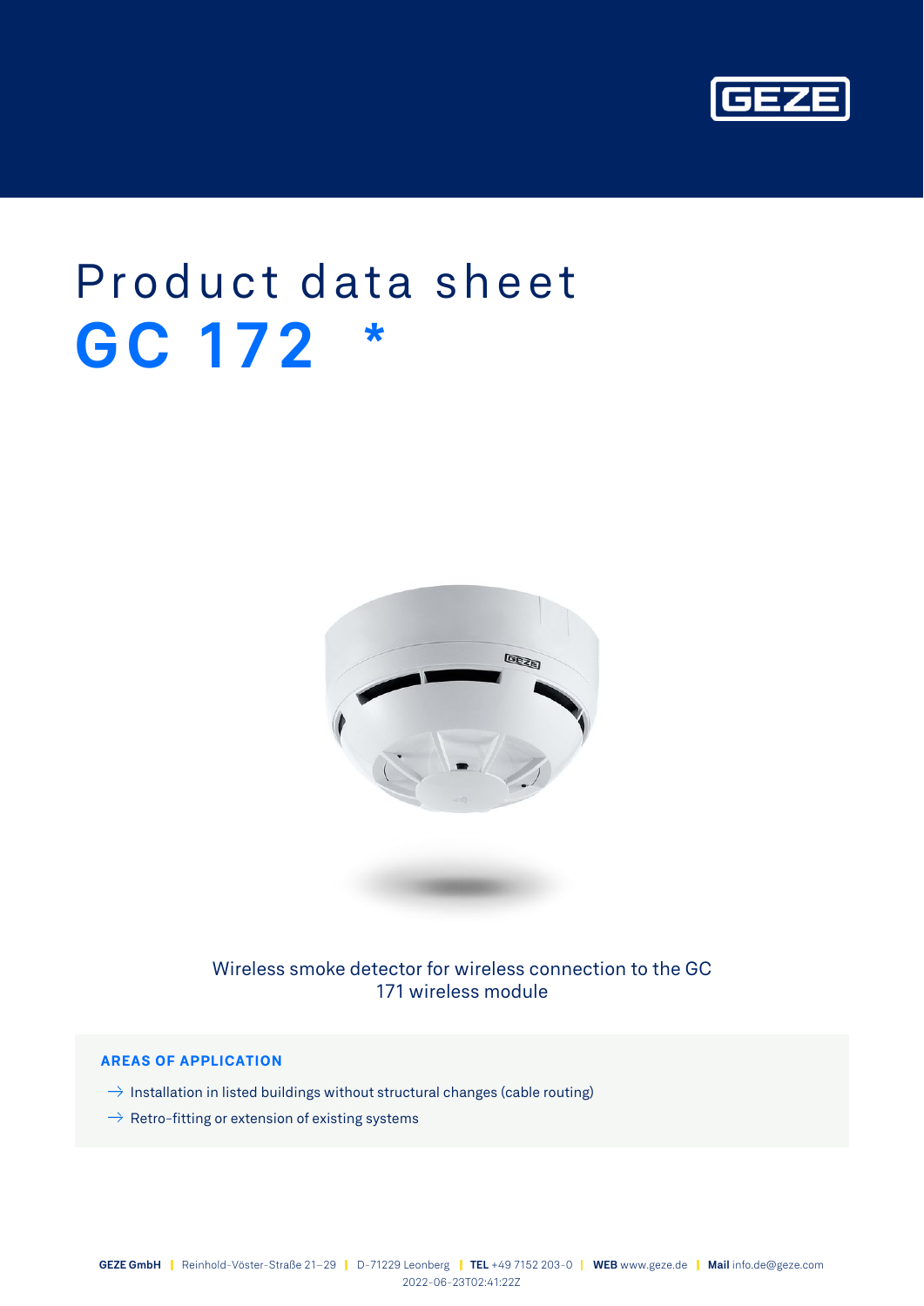# Product data sheet

# GC 172 *

Wireless smoke detector for wireless connection to the GC 171 wireless module

**AREAS OF APPLICATION**

- → Installation in listed buildings without structural changes (cable routing)
- → Retro-fitting or extension of existing systems

**GEZE GmbH** | Reinhold-Vöster-Straße 21–29 | D-71229 Leonberg | **TEL** +49 7152 203-0 | **WEB** www.geze.de | **Mail** info.de@geze.com

2022-06-23T02:41:22Z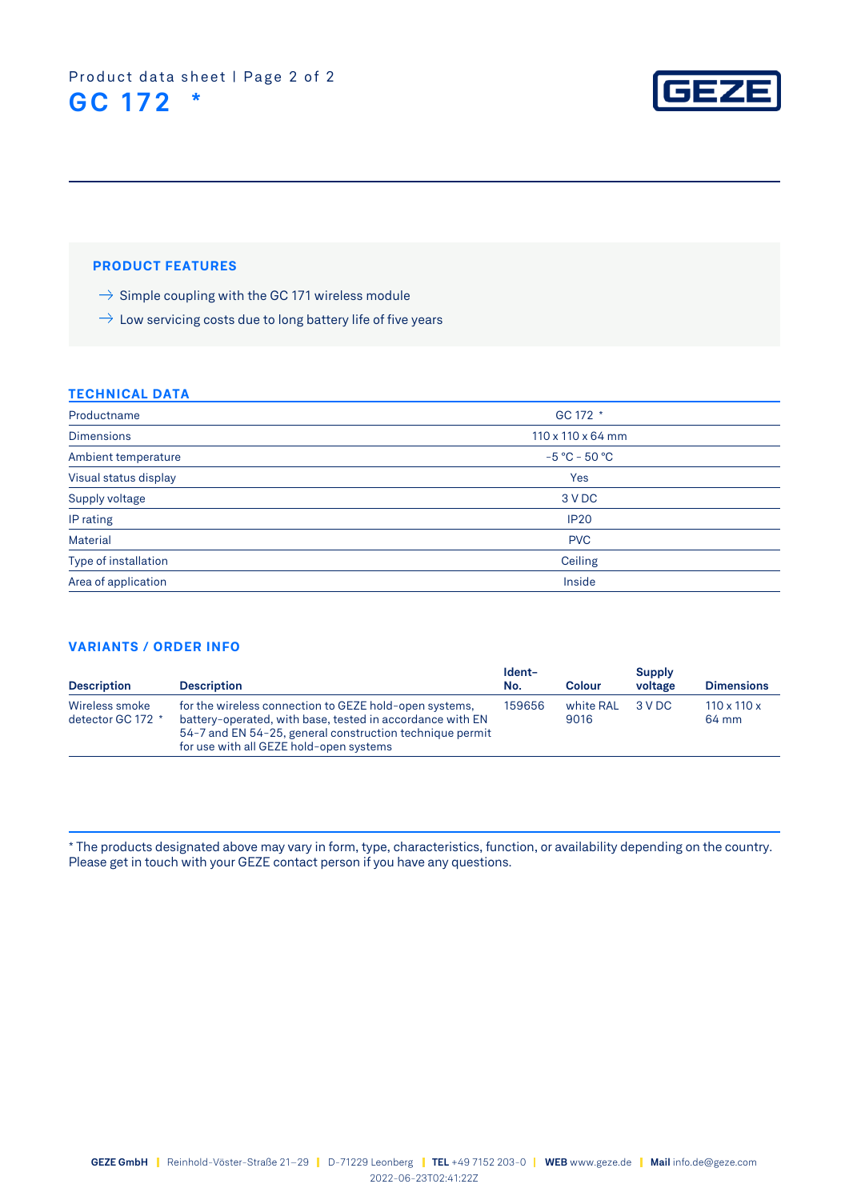# GC 172 *

## PRODUCT FEATURES

- → Simple coupling with the GC 171 wireless module
- → Low servicing costs due to long battery life of five years

## TECHNICAL DATA

| | |
|---|---|
| Productname | GC 172 * |
| Dimensions | 110 x 110 x 64 mm |
| Ambient temperature | -5 °C - 50 °C |
| Visual status display | Yes |
| Supply voltage | 3 V DC |
| IP rating | IP20 |
| Material | PVC |
| Type of installation | Ceiling |
| Area of application | Inside |

## VARIANTS / ORDER INFO

| Description | Description | Ident-No. | Colour | Supply voltage | Dimensions |
|---|---|---|---|---|---|
| Wireless smoke detector GC 172 * | for the wireless connection to GEZE hold-open systems, battery-operated, with base, tested in accordance with EN 54-7 and EN 54-25, general construction technique permit for use with all GEZE hold-open systems | 159656 | white RAL 9016 | 3 V DC | 110 x 110 x 64 mm |

* The products designated above may vary in form, type, characteristics, function, or availability depending on the country. Please get in touch with your GEZE contact person if you have any questions.

**GEZE GmbH** | Reinhold-Vöster-Straße 21–29 | D-71229 Leonberg | **TEL** +49 7152 203-0 | **WEB** www.geze.de | **Mail** info.de@geze.com

2022-06-23T02:41:22Z